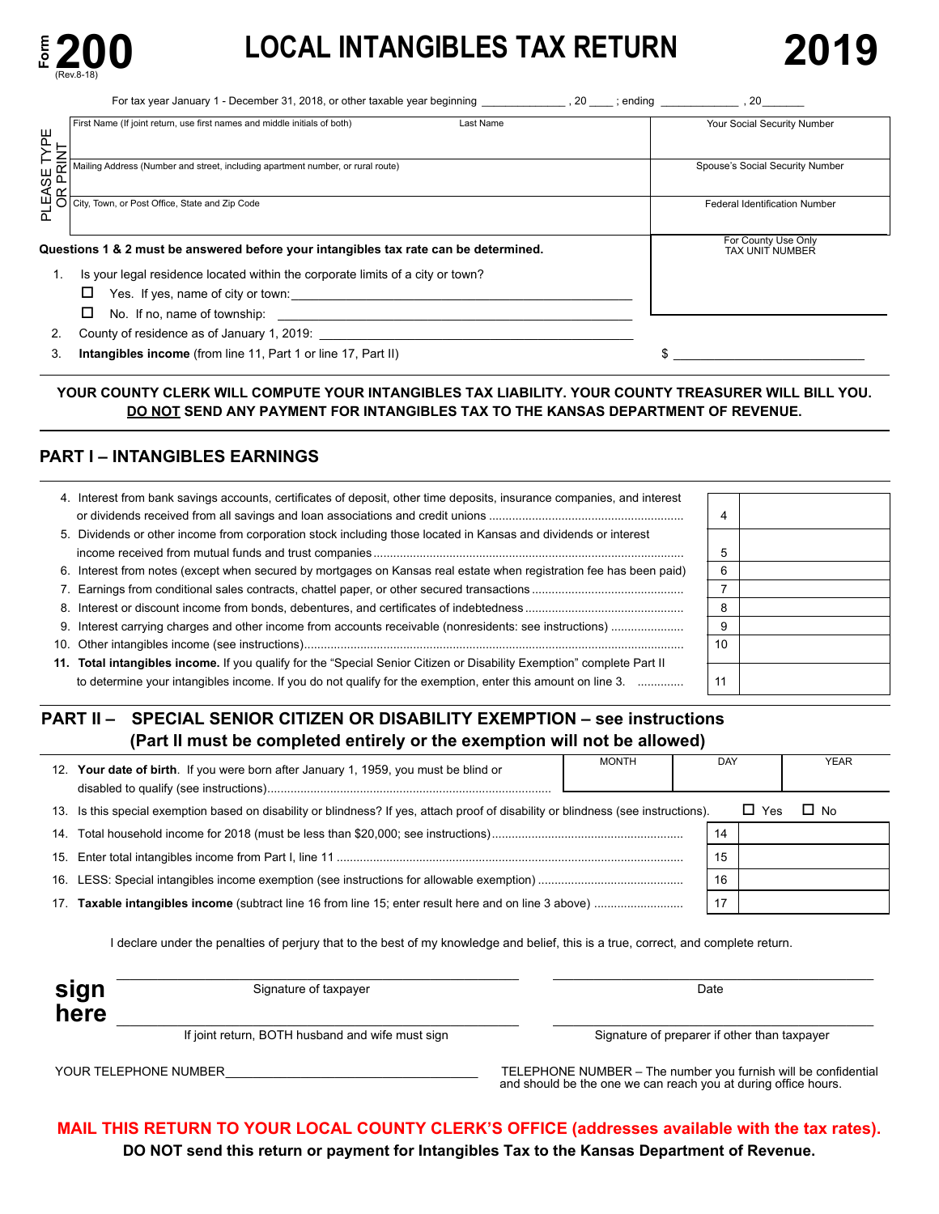Form **200** (Rev.8-18)

# LOCAL INTANGIBLES TAX RETURN 2019

For tax year January 1 - December 31, 2018, or other taxable year beginning _____________ , 20 ____ ; ending ____________ , 20_______

PLEASE TYPE OR PRINT

| First Name (If joint return, use first names and middle initials of both) Last Name | Your Social Security Number |
|---|---|
| Mailing Address (Number and street, including apartment number, or rural route) | Spouse's Social Security Number |
| City, Town, or Post Office, State and Zip Code | Federal Identification Number |

**Questions 1 & 2 must be answered before your intangibles tax rate can be determined.**

For County Use Only
TAX UNIT NUMBER

1. Is your legal residence located within the corporate limits of a city or town?
   - ☐ Yes. If yes, name of city or town: ____________________
   - ☐ No. If no, name of township: ____________________
2. County of residence as of January 1, 2019: ____________________
3. **Intangibles income** (from line 11, Part 1 or line 17, Part II) $ ____________________

**YOUR COUNTY CLERK WILL COMPUTE YOUR INTANGIBLES TAX LIABILITY. YOUR COUNTY TREASURER WILL BILL YOU. DO NOT SEND ANY PAYMENT FOR INTANGIBLES TAX TO THE KANSAS DEPARTMENT OF REVENUE.**

## PART I – INTANGIBLES EARNINGS

| Line | Description | | |
|---|---|---|---|
| 4. | Interest from bank savings accounts, certificates of deposit, other time deposits, insurance companies, and interest or dividends received from all savings and loan associations and credit unions | 4 | |
| 5. | Dividends or other income from corporation stock including those located in Kansas and dividends or interest income received from mutual funds and trust companies | 5 | |
| 6. | Interest from notes (except when secured by mortgages on Kansas real estate when registration fee has been paid) | 6 | |
| 7. | Earnings from conditional sales contracts, chattel paper, or other secured transactions | 7 | |
| 8. | Interest or discount income from bonds, debentures, and certificates of indebtedness | 8 | |
| 9. | Interest carrying charges and other income from accounts receivable (nonresidents: see instructions) | 9 | |
| 10. | Other intangibles income (see instructions) | 10 | |
| 11. | **Total intangibles income.** If you qualify for the "Special Senior Citizen or Disability Exemption" complete Part II to determine your intangibles income. If you do not qualify for the exemption, enter this amount on line 3. | 11 | |

## PART II – SPECIAL SENIOR CITIZEN OR DISABILITY EXEMPTION – see instructions (Part II must be completed entirely or the exemption will not be allowed)

| | MONTH | DAY | YEAR |
|---|---|---|---|
| 12. **Your date of birth**. If you were born after January 1, 1959, you must be blind or disabled to qualify (see instructions) | | | |

13. Is this special exemption based on disability or blindness? If yes, attach proof of disability or blindness (see instructions). ☐ Yes ☐ No

| Line | Description | | |
|---|---|---|---|
| 14. | Total household income for 2018 (must be less than $20,000; see instructions) | 14 | |
| 15. | Enter total intangibles income from Part I, line 11 | 15 | |
| 16. | LESS: Special intangibles income exemption (see instructions for allowable exemption) | 16 | |
| 17. | **Taxable intangibles income** (subtract line 16 from line 15; enter result here and on line 3 above) | 17 | |

I declare under the penalties of perjury that to the best of my knowledge and belief, this is a true, correct, and complete return.

**sign here**

Signature of taxpayer ____________________ Date ____________________

If joint return, BOTH husband and wife must sign ____________________ Signature of preparer if other than taxpayer ____________________

YOUR TELEPHONE NUMBER____________________

TELEPHONE NUMBER – The number you furnish will be confidential and should be the one we can reach you at during office hours.

**MAIL THIS RETURN TO YOUR LOCAL COUNTY CLERK'S OFFICE (addresses available with the tax rates).**

**DO NOT send this return or payment for Intangibles Tax to the Kansas Department of Revenue.**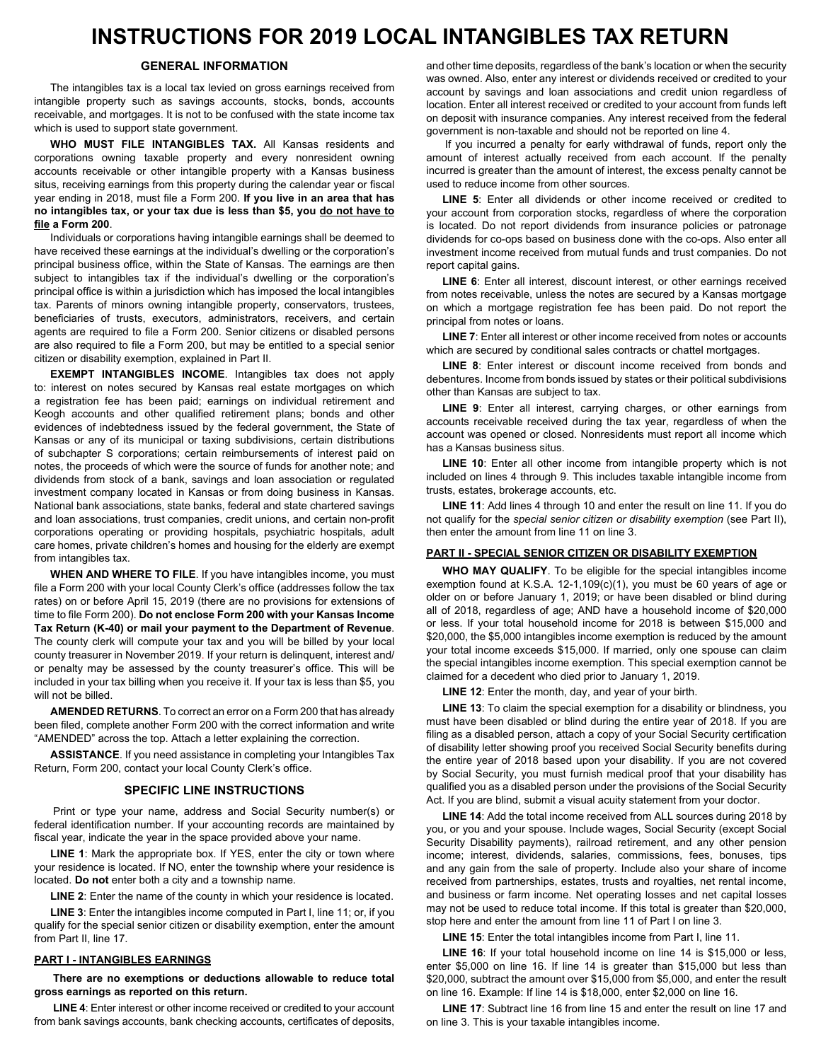# INSTRUCTIONS FOR 2019 LOCAL INTANGIBLES TAX RETURN

## GENERAL INFORMATION

The intangibles tax is a local tax levied on gross earnings received from intangible property such as savings accounts, stocks, bonds, accounts receivable, and mortgages. It is not to be confused with the state income tax which is used to support state government.

**WHO MUST FILE INTANGIBLES TAX.** All Kansas residents and corporations owning taxable property and every nonresident owning accounts receivable or other intangible property with a Kansas business situs, receiving earnings from this property during the calendar year or fiscal year ending in 2018, must file a Form 200. **If you live in an area that has no intangibles tax, or your tax due is less than $5, you do not have to file a Form 200**.

Individuals or corporations having intangible earnings shall be deemed to have received these earnings at the individual's dwelling or the corporation's principal business office, within the State of Kansas. The earnings are then subject to intangibles tax if the individual's dwelling or the corporation's principal office is within a jurisdiction which has imposed the local intangibles tax. Parents of minors owning intangible property, conservators, trustees, beneficiaries of trusts, executors, administrators, receivers, and certain agents are required to file a Form 200. Senior citizens or disabled persons are also required to file a Form 200, but may be entitled to a special senior citizen or disability exemption, explained in Part II.

**EXEMPT INTANGIBLES INCOME**. Intangibles tax does not apply to: interest on notes secured by Kansas real estate mortgages on which a registration fee has been paid; earnings on individual retirement and Keogh accounts and other qualified retirement plans; bonds and other evidences of indebtedness issued by the federal government, the State of Kansas or any of its municipal or taxing subdivisions, certain distributions of subchapter S corporations; certain reimbursements of interest paid on notes, the proceeds of which were the source of funds for another note; and dividends from stock of a bank, savings and loan association or regulated investment company located in Kansas or from doing business in Kansas. National bank associations, state banks, federal and state chartered savings and loan associations, trust companies, credit unions, and certain non-profit corporations operating or providing hospitals, psychiatric hospitals, adult care homes, private children's homes and housing for the elderly are exempt from intangibles tax.

**WHEN AND WHERE TO FILE**. If you have intangibles income, you must file a Form 200 with your local County Clerk's office (addresses follow the tax rates) on or before April 15, 2019 (there are no provisions for extensions of time to file Form 200). **Do not enclose Form 200 with your Kansas Income Tax Return (K-40) or mail your payment to the Department of Revenue**. The county clerk will compute your tax and you will be billed by your local county treasurer in November 2019. If your return is delinquent, interest and/or penalty may be assessed by the county treasurer's office. This will be included in your tax billing when you receive it. If your tax is less than $5, you will not be billed.

**AMENDED RETURNS**. To correct an error on a Form 200 that has already been filed, complete another Form 200 with the correct information and write "AMENDED" across the top. Attach a letter explaining the correction.

**ASSISTANCE**. If you need assistance in completing your Intangibles Tax Return, Form 200, contact your local County Clerk's office.

## SPECIFIC LINE INSTRUCTIONS

Print or type your name, address and Social Security number(s) or federal identification number. If your accounting records are maintained by fiscal year, indicate the year in the space provided above your name.

**LINE 1**: Mark the appropriate box. If YES, enter the city or town where your residence is located. If NO, enter the township where your residence is located. **Do not** enter both a city and a township name.

**LINE 2**: Enter the name of the county in which your residence is located.

**LINE 3**: Enter the intangibles income computed in Part I, line 11; or, if you qualify for the special senior citizen or disability exemption, enter the amount from Part II, line 17.

### PART I - INTANGIBLES EARNINGS

**There are no exemptions or deductions allowable to reduce total gross earnings as reported on this return.**

**LINE 4**: Enter interest or other income received or credited to your account from bank savings accounts, bank checking accounts, certificates of deposits, and other time deposits, regardless of the bank's location or when the security was owned. Also, enter any interest or dividends received or credited to your account by savings and loan associations and credit union regardless of location. Enter all interest received or credited to your account from funds left on deposit with insurance companies. Any interest received from the federal government is non-taxable and should not be reported on line 4.

If you incurred a penalty for early withdrawal of funds, report only the amount of interest actually received from each account. If the penalty incurred is greater than the amount of interest, the excess penalty cannot be used to reduce income from other sources.

**LINE 5**: Enter all dividends or other income received or credited to your account from corporation stocks, regardless of where the corporation is located. Do not report dividends from insurance policies or patronage dividends for co-ops based on business done with the co-ops. Also enter all investment income received from mutual funds and trust companies. Do not report capital gains.

**LINE 6**: Enter all interest, discount interest, or other earnings received from notes receivable, unless the notes are secured by a Kansas mortgage on which a mortgage registration fee has been paid. Do not report the principal from notes or loans.

**LINE 7**: Enter all interest or other income received from notes or accounts which are secured by conditional sales contracts or chattel mortgages.

**LINE 8**: Enter interest or discount income received from bonds and debentures. Income from bonds issued by states or their political subdivisions other than Kansas are subject to tax.

**LINE 9**: Enter all interest, carrying charges, or other earnings from accounts receivable received during the tax year, regardless of when the account was opened or closed. Nonresidents must report all income which has a Kansas business situs.

**LINE 10**: Enter all other income from intangible property which is not included on lines 4 through 9. This includes taxable intangible income from trusts, estates, brokerage accounts, etc.

**LINE 11**: Add lines 4 through 10 and enter the result on line 11. If you do not qualify for the *special senior citizen or disability exemption* (see Part II), then enter the amount from line 11 on line 3.

### PART II - SPECIAL SENIOR CITIZEN OR DISABILITY EXEMPTION

**WHO MAY QUALIFY**. To be eligible for the special intangibles income exemption found at K.S.A. 12-1,109(c)(1), you must be 60 years of age or older on or before January 1, 2019; or have been disabled or blind during all of 2018, regardless of age; AND have a household income of $20,000 or less. If your total household income for 2018 is between $15,000 and $20,000, the $5,000 intangibles income exemption is reduced by the amount your total income exceeds $15,000. If married, only one spouse can claim the special intangibles income exemption. This special exemption cannot be claimed for a decedent who died prior to January 1, 2019.

**LINE 12**: Enter the month, day, and year of your birth.

**LINE 13**: To claim the special exemption for a disability or blindness, you must have been disabled or blind during the entire year of 2018. If you are filing as a disabled person, attach a copy of your Social Security certification of disability letter showing proof you received Social Security benefits during the entire year of 2018 based upon your disability. If you are not covered by Social Security, you must furnish medical proof that your disability has qualified you as a disabled person under the provisions of the Social Security Act. If you are blind, submit a visual acuity statement from your doctor.

**LINE 14**: Add the total income received from ALL sources during 2018 by you, or you and your spouse. Include wages, Social Security (except Social Security Disability payments), railroad retirement, and any other pension income; interest, dividends, salaries, commissions, fees, bonuses, tips and any gain from the sale of property. Include also your share of income received from partnerships, estates, trusts and royalties, net rental income, and business or farm income. Net operating losses and net capital losses may not be used to reduce total income. If this total is greater than $20,000, stop here and enter the amount from line 11 of Part I on line 3.

**LINE 15**: Enter the total intangibles income from Part I, line 11.

**LINE 16**: If your total household income on line 14 is $15,000 or less, enter $5,000 on line 16. If line 14 is greater than $15,000 but less than $20,000, subtract the amount over $15,000 from $5,000, and enter the result on line 16. Example: If line 14 is $18,000, enter $2,000 on line 16.

**LINE 17**: Subtract line 16 from line 15 and enter the result on line 17 and on line 3. This is your taxable intangibles income.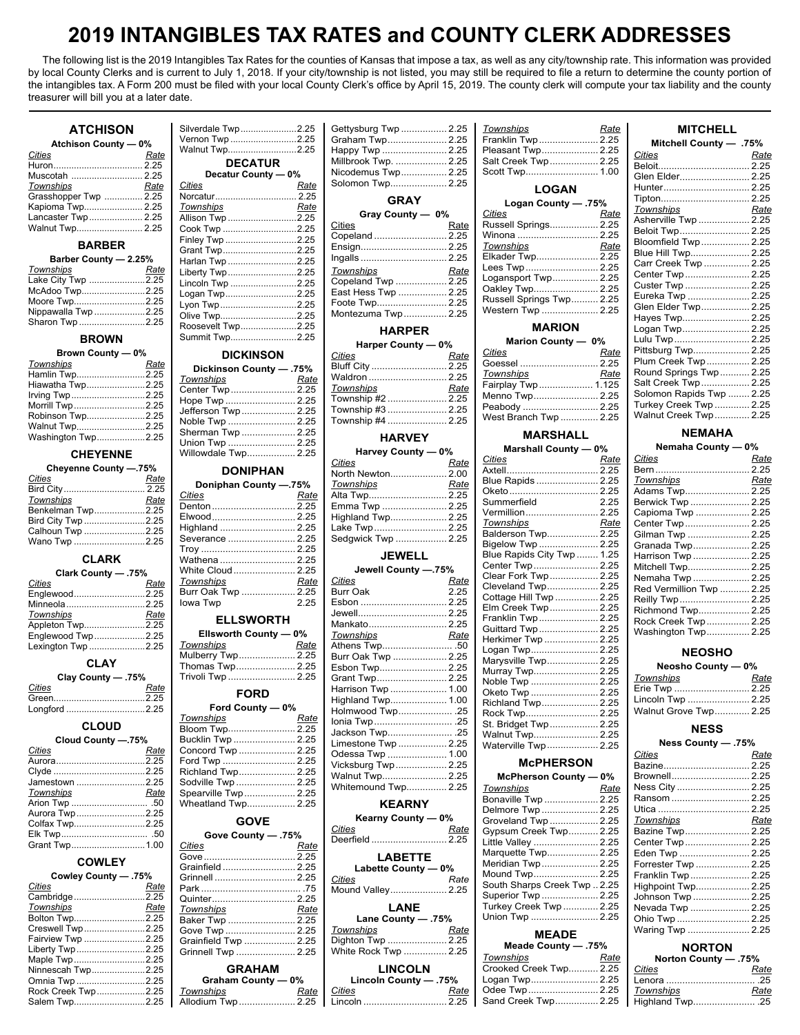# 2019 INTANGIBLES TAX RATES and COUNTY CLERK ADDRESSES

The following list is the 2019 Intangibles Tax Rates for the counties of Kansas that impose a tax, as well as any city/township rate. This information was provided by local County Clerks and is current to July 1, 2018. If your city/township is not listed, you may still be required to file a return to determine the county portion of the intangibles tax. A Form 200 must be filed with your local County Clerk's office by April 15, 2019. The county clerk will compute your tax liability and the county treasurer will bill you at a later date.

## ATCHISON

**Atchison County — 0%**

| *Cities* | *Rate* |
|---|---|
| Huron | 2.25 |
| Muscotah | 2.25 |
| *Townships* | *Rate* |
| Grasshopper Twp | 2.25 |
| Kapioma Twp | 2.25 |
| Lancaster Twp | 2.25 |
| Walnut Twp | 2.25 |

## BARBER

**Barber County — 2.25%**

| *Townships* | *Rate* |
|---|---|
| Lake City Twp | 2.25 |
| McAdoo Twp | 2.25 |
| Moore Twp | 2.25 |
| Nippawalla Twp | 2.25 |
| Sharon Twp | 2.25 |

## BROWN

**Brown County — 0%**

| *Townships* | *Rate* |
|---|---|
| Hamlin Twp | 2.25 |
| Hiawatha Twp | 2.25 |
| Irving Twp | 2.25 |
| Morrill Twp | 2.25 |
| Robinson Twp | 2.25 |
| Walnut Twp | 2.25 |
| Washington Twp | 2.25 |

## CHEYENNE

**Cheyenne County —.75%**

| *Cities* | *Rate* |
|---|---|
| Bird City | 2.25 |
| *Townships* | *Rate* |
| Benkelman Twp | 2.25 |
| Bird City Twp | 2.25 |
| Calhoun Twp | 2.25 |
| Wano Twp | 2.25 |

## CLARK

**Clark County — .75%**

| *Cities* | *Rate* |
|---|---|
| Englewood | 2.25 |
| Minneola | 2.25 |
| *Townships* | *Rate* |
| Appleton Twp | 2.25 |
| Englewood Twp | 2.25 |
| Lexington Twp | 2.25 |

## CLAY

**Clay County — .75%**

| *Cities* | *Rate* |
|---|---|
| Green | 2.25 |
| Longford | 2.25 |

## CLOUD

**Cloud County —.75%**

| *Cities* | *Rate* |
|---|---|
| Aurora | 2.25 |
| Clyde | 2.25 |
| Jamestown | 2.25 |
| *Townships* | *Rate* |
| Arion Twp | .50 |
| Aurora Twp | 2.25 |
| Colfax Twp | 2.25 |
| Elk Twp | .50 |
| Grant Twp | 1.00 |

## COWLEY

**Cowley County — .75%**

| *Cities* | *Rate* |
|---|---|
| Cambridge | 2.25 |
| *Townships* | *Rate* |
| Bolton Twp | 2.25 |
| Creswell Twp | 2.25 |
| Fairview Twp | 2.25 |
| Liberty Twp | 2.25 |
| Maple Twp | 2.25 |
| Ninnescah Twp | 2.25 |
| Omnia Twp | 2.25 |
| Rock Creek Twp | 2.25 |
| Salem Twp | 2.25 |
| Silverdale Twp | 2.25 |
| Vernon Twp | 2.25 |
| Walnut Twp | 2.25 |

## DECATUR

**Decatur County — 0%**

| *Cities* | *Rate* |
|---|---|
| Norcatur | 2.25 |
| *Townships* | *Rate* |
| Allison Twp | 2.25 |
| Cook Twp | 2.25 |
| Finley Twp | 2.25 |
| Grant Twp | 2.25 |
| Harlan Twp | 2.25 |
| Liberty Twp | 2.25 |
| Lincoln Twp | 2.25 |
| Logan Twp | 2.25 |
| Lyon Twp | 2.25 |
| Olive Twp | 2.25 |
| Roosevelt Twp | 2.25 |
| Summit Twp | 2.25 |

## DICKINSON

**Dickinson County — .75%**

| *Townships* | *Rate* |
|---|---|
| Center Twp | 2.25 |
| Hope Twp | 2.25 |
| Jefferson Twp | 2.25 |
| Noble Twp | 2.25 |
| Sherman Twp | 2.25 |
| Union Twp | 2.25 |
| Willowdale Twp | 2.25 |

## DONIPHAN

**Doniphan County —.75%**

| *Cities* | *Rate* |
|---|---|
| Denton | 2.25 |
| Elwood | 2.25 |
| Highland | 2.25 |
| Severance | 2.25 |
| Troy | 2.25 |
| Wathena | 2.25 |
| White Cloud | 2.25 |
| *Townships* | *Rate* |
| Burr Oak Twp | 2.25 |
| Iowa Twp | 2.25 |

## ELLSWORTH

**Ellsworth County — 0%**

| *Townships* | *Rate* |
|---|---|
| Mulberry Twp | 2.25 |
| Thomas Twp | 2.25 |
| Trivoli Twp | 2.25 |

## FORD

**Ford County — 0%**

| *Townships* | *Rate* |
|---|---|
| Bloom Twp | 2.25 |
| Bucklin Twp | 2.25 |
| Concord Twp | 2.25 |
| Ford Twp | 2.25 |
| Richland Twp | 2.25 |
| Sodville Twp | 2.25 |
| Spearville Twp | 2.25 |
| Wheatland Twp | 2.25 |

## GOVE

**Gove County — .75%**

| *Cities* | *Rate* |
|---|---|
| Gove | 2.25 |
| Grainfield | 2.25 |
| Grinnell | 2.25 |
| Park | .75 |
| Quinter | 2.25 |
| *Townships* | *Rate* |
| Baker Twp | 2.25 |
| Gove Twp | 2.25 |
| Grainfield Twp | 2.25 |
| Grinnell Twp | 2.25 |

## GRAHAM

**Graham County — 0%**

| *Townships* | *Rate* |
|---|---|
| Allodium Twp | 2.25 |
| Gettysburg Twp | 2.25 |
| Graham Twp | 2.25 |
| Happy Twp | 2.25 |
| Millbrook Twp. | 2.25 |
| Nicodemus Twp | 2.25 |
| Solomon Twp | 2.25 |

## GRAY

**Gray County — 0%**

| Cities | Rate |
|---|---|
| Copeland | 2.25 |
| Ensign | 2.25 |
| Ingalls | 2.25 |
| *Townships* | *Rate* |
| Copeland Twp | 2.25 |
| East Hess Twp | 2.25 |
| Foote Twp | 2.25 |
| Montezuma Twp | 2.25 |

## HARPER

**Harper County — 0%**

| *Cities* | *Rate* |
|---|---|
| Bluff City | 2.25 |
| Waldron | 2.25 |
| *Townships* | *Rate* |
| Township #2 | 2.25 |
| Township #3 | 2.25 |
| Township #4 | 2.25 |

## HARVEY

**Harvey County — 0%**

| *Cities* | *Rate* |
|---|---|
| North Newton | 2.00 |
| *Townships* | *Rate* |
| Alta Twp | 2.25 |
| Emma Twp | 2.25 |
| Highland Twp | 2.25 |
| Lake Twp | 2.25 |
| Sedgwick Twp | 2.25 |

## JEWELL

**Jewell County —.75%**

| *Cities* | *Rate* |
|---|---|
| Burr Oak | 2.25 |
| Esbon | 2.25 |
| Jewell | 2.25 |
| Mankato | 2.25 |
| *Townships* | *Rate* |
| Athens Twp | .50 |
| Burr Oak Twp | 2.25 |
| Esbon Twp | 2.25 |
| Grant Twp | 2.25 |
| Harrison Twp | 1.00 |
| Highland Twp | 1.00 |
| Holmwood Twp | .25 |
| Ionia Twp | .25 |
| Jackson Twp | .25 |
| Limestone Twp | 2.25 |
| Odessa Twp | 1.00 |
| Vicksburg Twp | 2.25 |
| Walnut Twp | 2.25 |
| Whitemound Twp | 2.25 |

## KEARNY

**Kearny County — 0%**

| *Cities* | *Rate* |
|---|---|
| Deerfield | 2.25 |

## LABETTE

**Labette County — 0%**

| *Cities* | Rate |
|---|---|
| Mound Valley | 2.25 |

## LANE

**Lane County — .75%**

| *Townships* | *Rate* |
|---|---|
| Dighton Twp | 2.25 |
| White Rock Twp | 2.25 |

## LINCOLN

**Lincoln County — .75%**

| *Cities* | *Rate* |
|---|---|
| Lincoln | 2.25 |
| *Townships* | *Rate* |
| Franklin Twp | 2.25 |
| Pleasant Twp | 2.25 |
| Salt Creek Twp | 2.25 |
| Scott Twp | 1.00 |

## LOGAN

**Logan County — .75%**

| *Cities* | *Rate* |
|---|---|
| Russell Springs | 2.25 |
| Winona | 2.25 |
| *Townships* | *Rate* |
| Elkader Twp | 2.25 |
| Lees Twp | 2.25 |
| Logansport Twp | 2.25 |
| Oakley Twp | 2.25 |
| Russell Springs Twp | 2.25 |
| Western Twp | 2.25 |

## MARION

**Marion County — 0%**

| *Cities* | *Rate* |
|---|---|
| Goessel | 2.25 |
| *Townships* | *Rate* |
| Fairplay Twp | 1.125 |
| Menno Twp | 2.25 |
| Peabody | 2.25 |
| West Branch Twp | 2.25 |

## MARSHALL

**Marshall County — 0%**

| *Cities* | *Rate* |
|---|---|
| Axtell | 2.25 |
| Blue Rapids | 2.25 |
| Oketo | 2.25 |
| Summerfield | 2.25 |
| Vermillion | 2.25 |
| *Townships* | *Rate* |
| Balderson Twp | 2.25 |
| Bigelow Twp | 2.25 |
| Blue Rapids City Twp | 1.25 |
| Center Twp | 2.25 |
| Clear Fork Twp | 2.25 |
| Cleveland Twp | 2.25 |
| Cottage Hill Twp | 2.25 |
| Elm Creek Twp | 2.25 |
| Franklin Twp | 2.25 |
| Guittard Twp | 2.25 |
| Herkimer Twp | 2.25 |
| Logan Twp | 2.25 |
| Marysville Twp | 2.25 |
| Murray Twp | 2.25 |
| Noble Twp | 2.25 |
| Oketo Twp | 2.25 |
| Richland Twp | 2.25 |
| Rock Twp | 2.25 |
| St. Bridget Twp | 2.25 |
| Walnut Twp | 2.25 |
| Waterville Twp | 2.25 |

## McPHERSON

**McPherson County — 0%**

| *Townships* | *Rate* |
|---|---|
| Bonaville Twp | 2.25 |
| Delmore Twp | 2.25 |
| Groveland Twp | 2.25 |
| Gypsum Creek Twp | 2.25 |
| Little Valley | 2.25 |
| Marquette Twp | 2.25 |
| Meridian Twp | 2.25 |
| Mound Twp | 2.25 |
| South Sharps Creek Twp | 2.25 |
| Superior Twp | 2.25 |
| Turkey Creek Twp | 2.25 |
| Union Twp | 2.25 |

## MEADE

**Meade County — .75%**

| *Townships* | *Rate* |
|---|---|
| Crooked Creek Twp | 2.25 |
| Logan Twp | 2.25 |
| Odee Twp | 2.25 |
| Sand Creek Twp | 2.25 |

## MITCHELL

**Mitchell County — .75%**

| *Cities* | *Rate* |
|---|---|
| Beloit | 2.25 |
| Glen Elder | 2.25 |
| Hunter | 2.25 |
| Tipton | 2.25 |
| *Townships* | *Rate* |
| Asherville Twp | 2.25 |
| Beloit Twp | 2.25 |
| Bloomfield Twp | 2.25 |
| Blue Hill Twp | 2.25 |
| Carr Creek Twp | 2.25 |
| Center Twp | 2.25 |
| Custer Twp | 2.25 |
| Eureka Twp | 2.25 |
| Glen Elder Twp | 2.25 |
| Hayes Twp | 2.25 |
| Logan Twp | 2.25 |
| Lulu Twp | 2.25 |
| Pittsburg Twp | 2.25 |
| Plum Creek Twp | 2.25 |
| Round Springs Twp | 2.25 |
| Salt Creek Twp | 2.25 |
| Solomon Rapids Twp | 2.25 |
| Turkey Creek Twp | 2.25 |
| Walnut Creek Twp | 2.25 |

## NEMAHA

**Nemaha County — 0%**

| *Cities* | *Rate* |
|---|---|
| Bern | 2.25 |
| *Townships* | *Rate* |
| Adams Twp | 2.25 |
| Berwick Twp | 2.25 |
| Capioma Twp | 2.25 |
| Center Twp | 2.25 |
| Gilman Twp | 2.25 |
| Granada Twp | 2.25 |
| Harrison Twp | 2.25 |
| Mitchell Twp | 2.25 |
| Nemaha Twp | 2.25 |
| Red Vermillion Twp | 2.25 |
| Reilly Twp | 2.25 |
| Richmond Twp | 2.25 |
| Rock Creek Twp | 2.25 |
| Washington Twp | 2.25 |

## NEOSHO

**Neosho County — 0%**

| *Townships* | *Rate* |
|---|---|
| Erie Twp | 2.25 |
| Lincoln Twp | 2.25 |
| Walnut Grove Twp | 2.25 |

## NESS

**Ness County — .75%**

| *Cities* | *Rate* |
|---|---|
| Bazine | 2.25 |
| Brownell | 2.25 |
| Ness City | 2.25 |
| Ransom | 2.25 |
| Utica | 2.25 |
| *Townships* | *Rate* |
| Bazine Twp | 2.25 |
| Center Twp | 2.25 |
| Eden Twp | 2.25 |
| Forrester Twp | 2.25 |
| Franklin Twp | 2.25 |
| Highpoint Twp | 2.25 |
| Johnson Twp | 2.25 |
| Nevada Twp | 2.25 |
| Ohio Twp | 2.25 |
| Waring Twp | 2.25 |

## NORTON

**Norton County — .75%**

| *Cities* | *Rate* |
|---|---|
| Lenora | .25 |
| *Townships* | *Rate* |
| Highland Twp | .25 |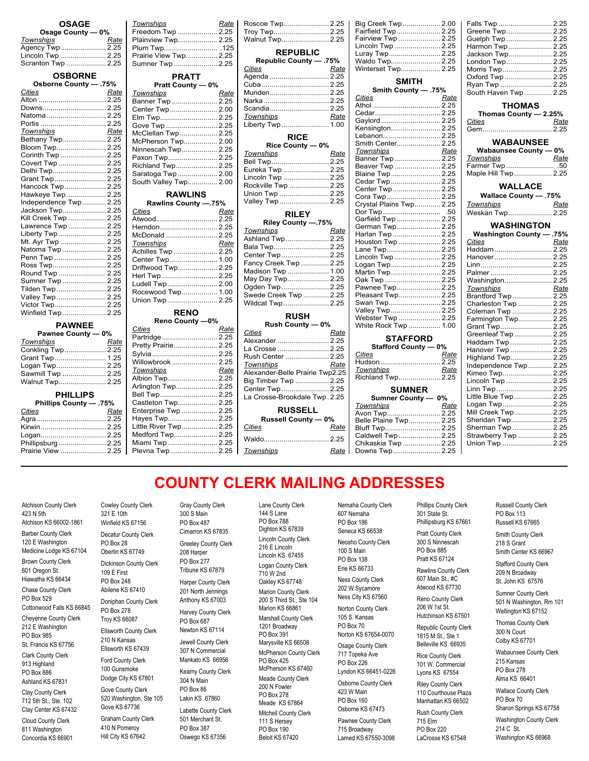## OSAGE

**Osage County — 0%**

| Townships | Rate |
|---|---|
| Agency Twp | 2.25 |
| Lincoln Twp | 2.25 |
| Scranton Twp | 2.25 |
| Freedom Twp | 2.25 |
| Plainview Twp | 2.25 |
| Plum Twp | .125 |
| Prairie View Twp | 2.25 |
| Sumner Twp | 2.25 |

## OSBORNE

**Osborne County — .75%**

| Cities | Rate |
|---|---|
| Alton | 2.25 |
| Downs | 2.25 |
| Natoma | 2.25 |
| Portis | 2.25 |
| **Townships** | **Rate** |
| Bethany Twp | 2.25 |
| Bloom Twp | 2.25 |
| Corinth Twp | 2.25 |
| Covert Twp | 2.25 |
| Delhi Twp | 2.25 |
| Grant Twp | 2.25 |
| Hancock Twp | 2.25 |
| Hawkeye Twp | 2.25 |
| Independence Twp | 2.25 |
| Jackson Twp | 2.25 |
| Kill Creek Twp | 2.25 |
| Lawrence Twp | 2.25 |
| Liberty Twp | 2.25 |
| Mt. Ayr Twp | 2.25 |
| Natoma Twp | 2.25 |
| Penn Twp | 2.25 |
| Ross Twp | 2.25 |
| Round Twp | 2.25 |
| Sumner Twp | 2.25 |
| Tilden Twp | 2.25 |
| Valley Twp | 2.25 |
| Victor Twp | 2.25 |
| Winfield Twp | 2.25 |

## PAWNEE

**Pawnee County — 0%**

| Townships | Rate |
|---|---|
| Conkling Twp | 2.25 |
| Grant Twp | 1.25 |
| Logan Twp | 2.25 |
| Sawmill Twp | 2.25 |
| Walnut Twp | 2.25 |

## PHILLIPS

**Phillips County — .75%**

| Cities | Rate |
|---|---|
| Agra | 2.25 |
| Kirwin | 2.25 |
| Logan | 2.25 |
| Phillipsburg | 2.25 |
| Prairie View | 2.25 |

## PRATT

**Pratt County — 0%**

| Townships | Rate |
|---|---|
| Banner Twp | 2.25 |
| Center Twp | 2.00 |
| Elm Twp | 2.25 |
| Gove Twp | 2.25 |
| McClellan Twp | 2.25 |
| McPherson Twp | 2.00 |
| Ninnescah Twp | 2.25 |
| Paxon Twp | 2.25 |
| Richland Twp | 2.25 |
| Saratoga Twp | 2.00 |
| South Valley Twp | 2.00 |

## RAWLINS

**Rawlins County —.75%**

| Cities | Rate |
|---|---|
| Atwood | 2.25 |
| Herndon | 2.25 |
| McDonald | 2.25 |
| **Townships** | **Rate** |
| Achilles Twp | 2.25 |
| Center Twp | 1.00 |
| Driftwood Twp | 2.25 |
| Herl Twp | 2.25 |
| Ludell Twp | 2.00 |
| Rocewood Twp | 1.00 |
| Union Twp | 2.25 |

## RENO

**Reno County —0%**

| Cities | Rate |
|---|---|
| Partridge | 2.25 |
| Pretty Prairie | 2.25 |
| Sylvia | 2.25 |
| Willowbrook | 2.25 |
| **Townships** | **Rate** |
| Albion Twp | 2.25 |
| Arlington Twp | 2.25 |
| Bell Twp | 2.25 |
| Castleton Twp | 2.25 |
| Enterprise Twp | 2.25 |
| Hayes Twp | 2.25 |
| Little River Twp | 2.25 |
| Medford Twp | 2.25 |
| Miami Twp | 2.25 |
| Plevna Twp | 2.25 |
| Roscoe Twp | 2.25 |
| Troy Twp | 2.25 |
| Walnut Twp | 2.25 |

## REPUBLIC

**Republic County — .75%**

| Cities | Rate |
|---|---|
| Agenda | 2.25 |
| Cuba | 2.25 |
| Munden | 2.25 |
| Narka | 2.25 |
| Scandia | 2.25 |
| **Townships** | **Rate** |
| Liberty Twp | 1.00 |

## RICE

**Rice County — 0%**

| Townships | Rate |
|---|---|
| Bell Twp | 2.25 |
| Eureka Twp | 2.25 |
| Lincoln Twp | 2.25 |
| Rockville Twp | 2.25 |
| Union Twp | 2.25 |
| Valley Twp | 2.25 |

## RILEY

**Riley County —.75%**

| Townships | Rate |
|---|---|
| Ashland Twp | 2.25 |
| Bala Twp | 2.25 |
| Center Twp | 2.25 |
| Fancy Creek Twp | 2.25 |
| Madison Twp | 1.00 |
| May Day Twp | 2.25 |
| Ogden Twp | 2.25 |
| Swede Creek Twp | 2.25 |
| Wildcat Twp | 2.25 |

## RUSH

**Rush County — 0%**

| Cities | Rate |
|---|---|
| Alexander | 2.25 |
| La Crosse | 2.25 |
| Rush Center | 2.25 |
| **Townships** | **Rate** |
| Alexander-Belle Prairie Twp | 2.25 |
| Big Timber Twp | 2.25 |
| Center Twp | 2.25 |
| La Crosse-Brookdale Twp | 2.25 |

## RUSSELL

**Russell County — 0%**

| Cities | Rate |
|---|---|
| Waldo | 2.25 |
| **Townships** | **Rate** |
| Big Creek Twp | 2.00 |
| Fairfield Twp | 2.25 |
| Fairview Twp | 2.25 |
| Lincoln Twp | 2.25 |
| Luray Twp | 2.25 |
| Waldo Twp | 2.25 |
| Winterset Twp | 2.25 |

## SMITH

**Smith County — .75%**

| Cities | Rate |
|---|---|
| Athol | 2.25 |
| Cedar | 2.25 |
| Gaylord | 2.25 |
| Kensington | 2.25 |
| Lebanon | 2.25 |
| Smith Center | 2.25 |
| **Townships** | **Rate** |
| Banner Twp | 2.25 |
| Beaver Twp | 2.25 |
| Blaine Twp | 2.25 |
| Cedar Twp | 2.25 |
| Center Twp | 2.25 |
| Cora Twp | 2.25 |
| Crystal Plains Twp | 2.25 |
| Dor Twp | .50 |
| Garfield Twp | 2.25 |
| German Twp | 2.25 |
| Harlan Twp | 2.25 |
| Houston Twp | 2.25 |
| Lane Twp | 2.25 |
| Lincoln Twp | 2.25 |
| Logan Twp | 2.25 |
| Martin Twp | 2.25 |
| Oak Twp | 2.25 |
| Pawnee Twp | 2.25 |
| Pleasant Twp | 2.25 |
| Swan Twp | 2.25 |
| Valley Twp | 2.25 |
| Webster Twp | 2.25 |
| White Rock Twp | 1.00 |

## STAFFORD

**Stafford County — 0%**

| Cities | Rate |
|---|---|
| Hudson | 2.25 |
| **Townships** | **Rate** |
| Richland Twp | 2.25 |

## SUMNER

**Sumner County — 0%**

| Townships | Rate |
|---|---|
| Avon Twp | 2.25 |
| Belle Plaine Twp | 2.25 |
| Bluff Twp | 2.25 |
| Caldwell Twp | 2.25 |
| Chikaskia Twp | 2.25 |
| Downs Twp | 2.25 |
| Falls Twp | 2.25 |
| Greene Twp | 2.25 |
| Guelph Twp | 2.25 |
| Harmon Twp | 2.25 |
| Jackson Twp | 2.25 |
| London Twp | 2.25 |
| Morris Twp | 2.25 |
| Oxford Twp | 2.25 |
| Ryan Twp | 2.25 |
| South Haven Twp | 2.25 |

## THOMAS

**Thomas County — 2.25%**

| Cities | Rate |
|---|---|
| Gem | 2.25 |

## WABAUNSEE

**Wabaunsee County — 0%**

| Townships | Rate |
|---|---|
| Farmer Twp | .50 |
| Maple Hill Twp | 2.25 |

## WALLACE

**Wallace County — .75%**

| Townships | Rate |
|---|---|
| Weskan Twp | 2.25 |

## WASHINGTON

**Washington County — .75%**

| Cities | Rate |
|---|---|
| Haddam | 2.25 |
| Hanover | 2.25 |
| Linn | 2.25 |
| Palmer | 2.25 |
| Washington | 2.25 |
| **Townships** | **Rate** |
| Brantford Twp | 2.25 |
| Charleston Twp | 2.25 |
| Coleman Twp | 2.25 |
| Farmington Twp | 2.25 |
| Grant Twp | 2.25 |
| Greenleaf Twp | 2.25 |
| Haddam Twp | 2.25 |
| Hanover Twp | 2.25 |
| Highland Twp | 2.25 |
| Independence Twp | 2.25 |
| Kimeo Twp | 2.25 |
| Lincoln Twp | 2.25 |
| Linn Twp | 2.25 |
| Little Blue Twp | 2.25 |
| Logan Twp | 2.25 |
| Mill Creek Twp | 2.25 |
| Sheridan Twp | 2.25 |
| Sherman Twp | 2.25 |
| Strawberry Twp | 2.25 |
| Union Twp | 2.25 |

# COUNTY CLERK MAILING ADDRESSES

Atchison County Clerk
423 N 5th
Atchison KS 66002-1861

Barber County Clerk
120 E Washington
Medicine Lodge KS 67104

Brown County Clerk
601 Oregon St.
Hiawatha KS 66434

Chase County Clerk
PO Box 529
Cottonwood Falls KS 66845

Cheyenne County Clerk
212 E Washington
PO Box 985
St. Francis KS 67756

Clark County Clerk
913 Highland
PO Box 886
Ashland KS 67831

Clay County Clerk
712 5th St., Ste. 102
Clay Center KS 67432

Cloud County Clerk
811 Washington
Concordia KS 66901

Cowley County Clerk
321 E 10th
Winfield KS 67156

Decatur County Clerk
PO Box 28
Oberlin KS 67749

Dickinson County Clerk
109 E First
PO Box 248
Abilene KS 67410

Doniphan County Clerk
PO Box 278
Troy KS 66087

Ellsworth County Clerk
210 N Kansas
Ellsworth KS 67439

Ford County Clerk
100 Gunsmoke
Dodge City KS 67801

Gove County Clerk
520 Washington, Ste 105
Gove KS 67736

Graham County Clerk
410 N Pomeroy
Hill City KS 67642

Gray County Clerk
300 S Main
PO Box 487
Cimarron KS 67835

Greeley County Clerk
208 Harper
PO Box 277
Tribune KS 67879

Harper County Clerk
201 North Jennings
Anthony KS 67003

Harvey County Clerk
PO Box 687
Newton KS 67114

Jewell County Clerk
307 N Commercial
Mankato KS 66956

Kearny County Clerk
304 N Main
PO Box 86
Lakin KS 67860

Labette County Clerk
501 Merchant St.
PO Box 387
Oswego KS 67356

Lane County Clerk
144 S Lane
PO Box 788
Dighton KS 67839

Lincoln County Clerk
216 E Lincoln
Lincoln KS 67455

Logan County Clerk
710 W 2nd
Oakley KS 67748

Marion County Clerk
200 S Third St., Ste 104
Marion KS 66861

Marshall County Clerk
1201 Broadway
PO Box 391
Marysville KS 66508

McPherson County Clerk
PO Box 425
McPherson KS 67460

Meade County Clerk
200 N Fowler
PO Box 278
Meade KS 67864

Mitchell County Clerk
111 S Hersey
PO Box 190
Beloit KS 67420

Nemaha County Clerk
607 Nemaha
PO Box 186
Seneca KS 66538

Neosho County Clerk
100 S Main
PO Box 138
Erie KS 66733

Ness County Clerk
202 W Sycamore
Ness City KS 67560

Norton County Clerk
105 S. Kansas
PO Box 70
Norton KS 67654-0070

Osage County Clerk
717 Topeka Ave
PO Box 226
Lyndon KS 66451-0226

Osborne County Clerk
423 W Main
PO Box 160
Osborne KS 67473

Pawnee County Clerk
715 Broadway
Larned KS 67550-3098

Phillips County Clerk
301 State St.
Phillipsburg KS 67661

Pratt County Clerk
300 S Ninnescah
PO Box 885
Pratt KS 67124

Rawlins County Clerk
607 Main St., #C
Atwood KS 67730

Reno County Clerk
206 W 1st St.
Hutchinson KS 67501

Republic County Clerk
1815 M St., Ste 1
Belleville KS 66935

Rice County Clerk
101 W. Commercial
Lyons KS 67554

Riley County Clerk
110 Courthouse Plaza
Manhattan KS 66502

Rush County Clerk
715 Elm
PO Box 220
LaCrosse KS 67548

Russell County Clerk
PO Box 113
Russell KS 67665

Smith County Clerk
218 S Grant
Smith Center KS 66967

Stafford County Clerk
209 N Broadway
St. John KS 67576

Sumner County Clerk
501 N Washington, Rm 101
Wellington KS 67152

Thomas County Clerk
300 N Court
Colby KS 67701

Wabaunsee County Clerk
215 Kansas
PO Box 278
Alma KS 66401

Wallace County Clerk
PO Box 70
Sharon Springs KS 67758

Washington County Clerk
214 C St.
Washington KS 66968